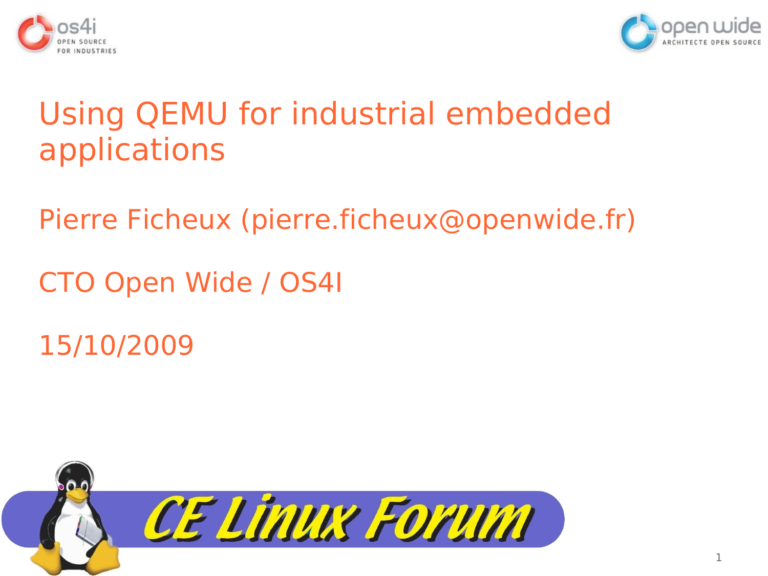# Using QEMU for industrial embedded applications

Pierre Ficheux (pierre.ficheux@openwide.fr)

CTO Open Wide / OS4I

15/10/2009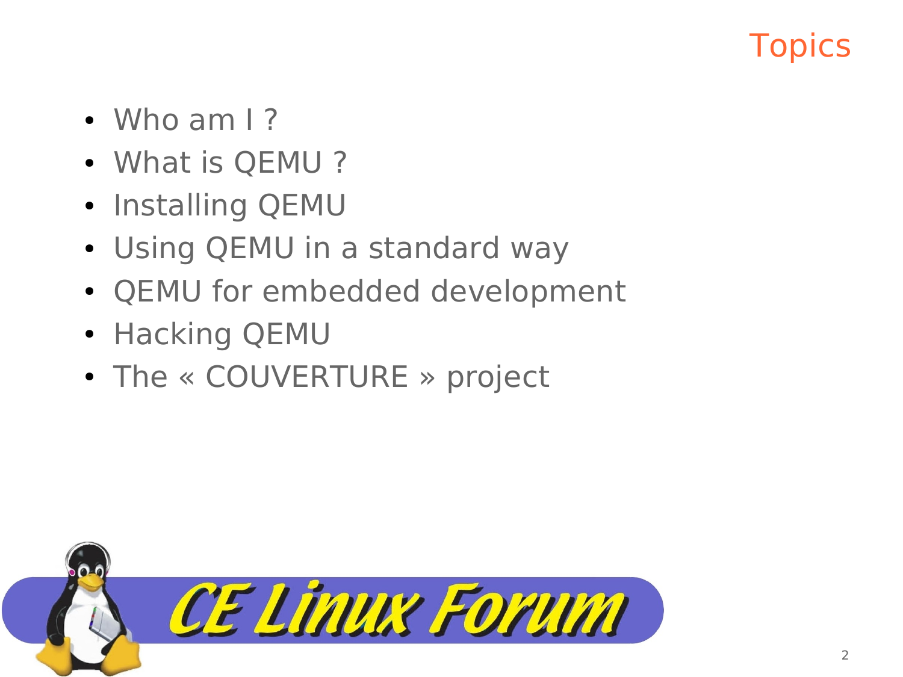# Topics

- Who am I ?
- What is QEMU ?
- Installing QEMU
- Using QEMU in a standard way
- QEMU for embedded development
- Hacking QEMU
- The « COUVERTURE » project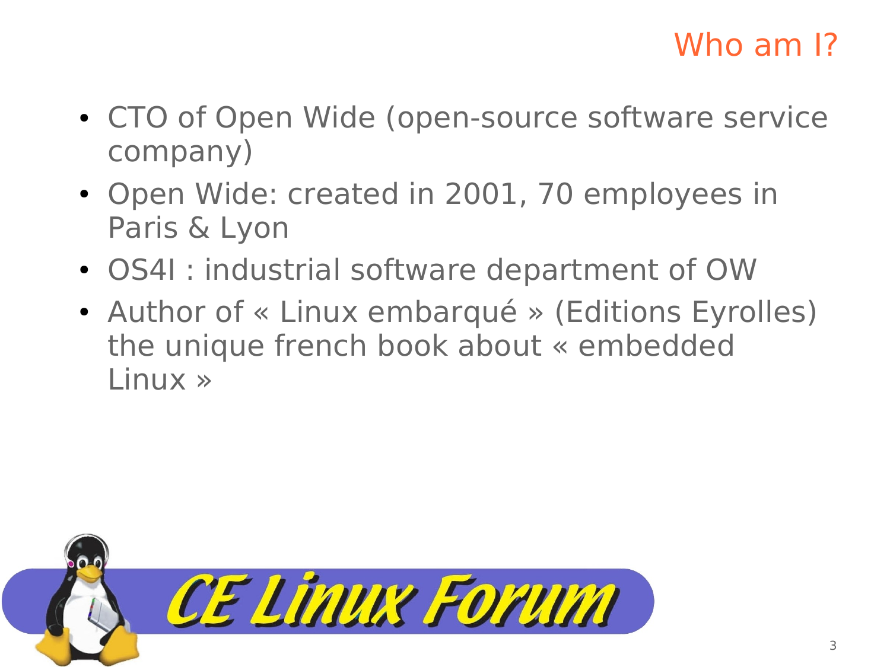# Who am I?

- CTO of Open Wide (open-source software service company)
- Open Wide: created in 2001, 70 employees in Paris & Lyon
- OS4I : industrial software department of OW
- Author of « Linux embarqué » (Editions Eyrolles) the unique french book about « embedded Linux »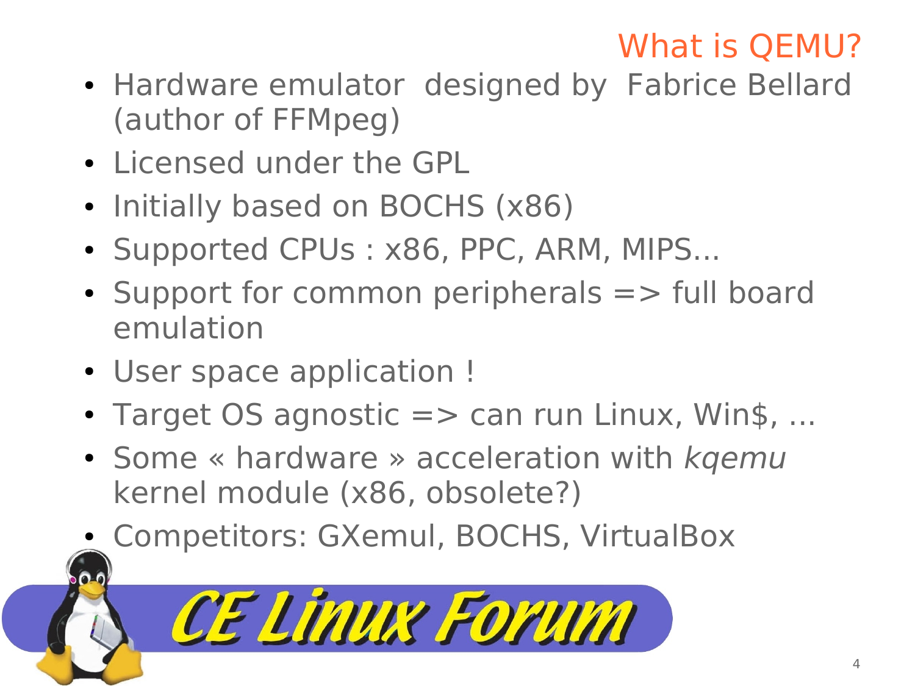# What is QEMU?

- Hardware emulator designed by Fabrice Bellard (author of FFMpeg)
- Licensed under the GPL
- Initially based on BOCHS (x86)
- Supported CPUs : x86, PPC, ARM, MIPS...
- Support for common peripherals => full board emulation
- User space application !
- Target OS agnostic => can run Linux, Win$, ...
- Some « hardware » acceleration with *kqemu* kernel module (x86, obsolete?)
- Competitors: GXemul, BOCHS, VirtualBox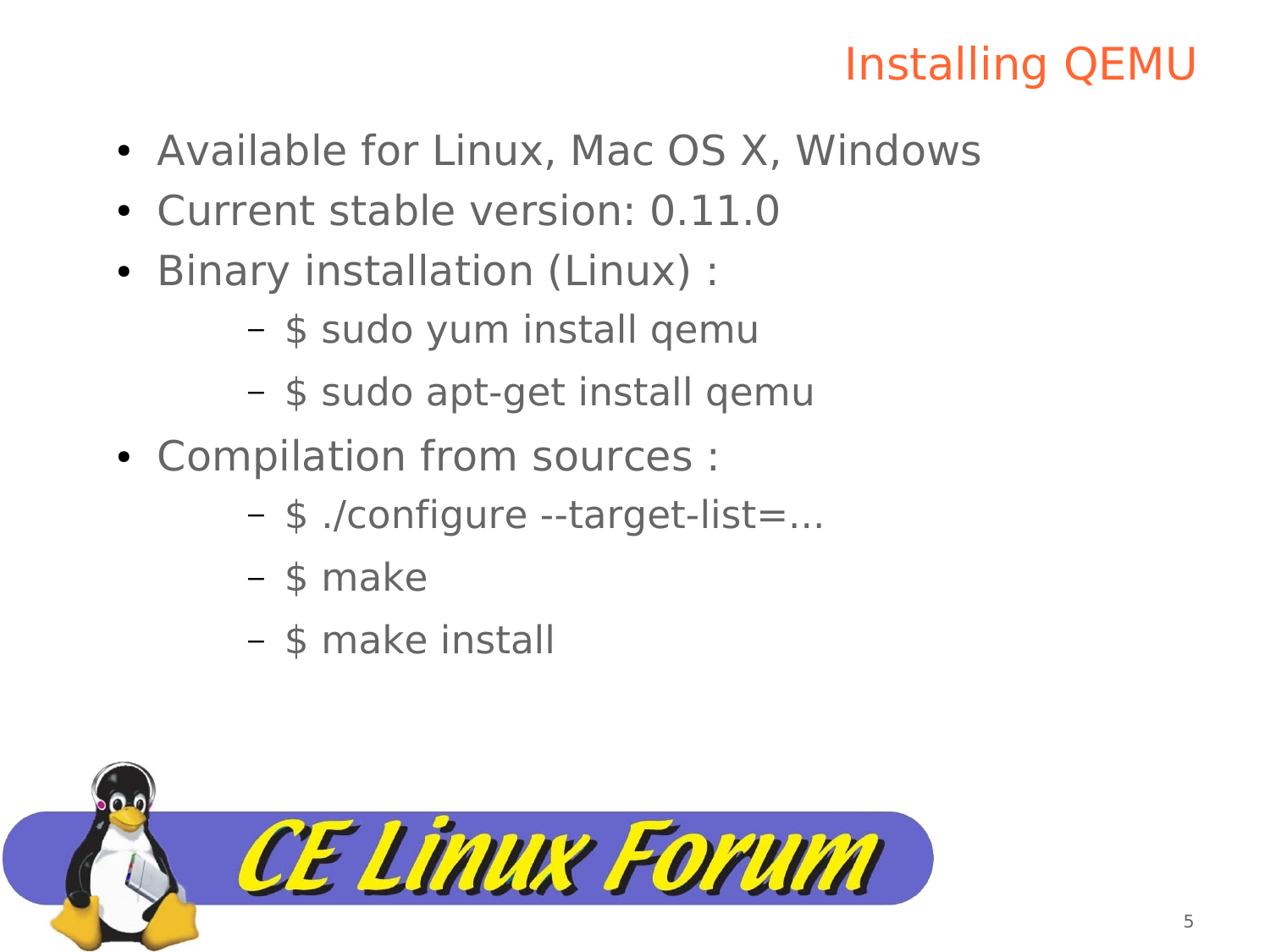# Installing QEMU

- Available for Linux, Mac OS X, Windows
- Current stable version: 0.11.0
- Binary installation (Linux) :
  - $ sudo yum install qemu
  - $ sudo apt-get install qemu
- Compilation from sources :
  - $ ./configure --target-list=...
  - $ make
  - $ make install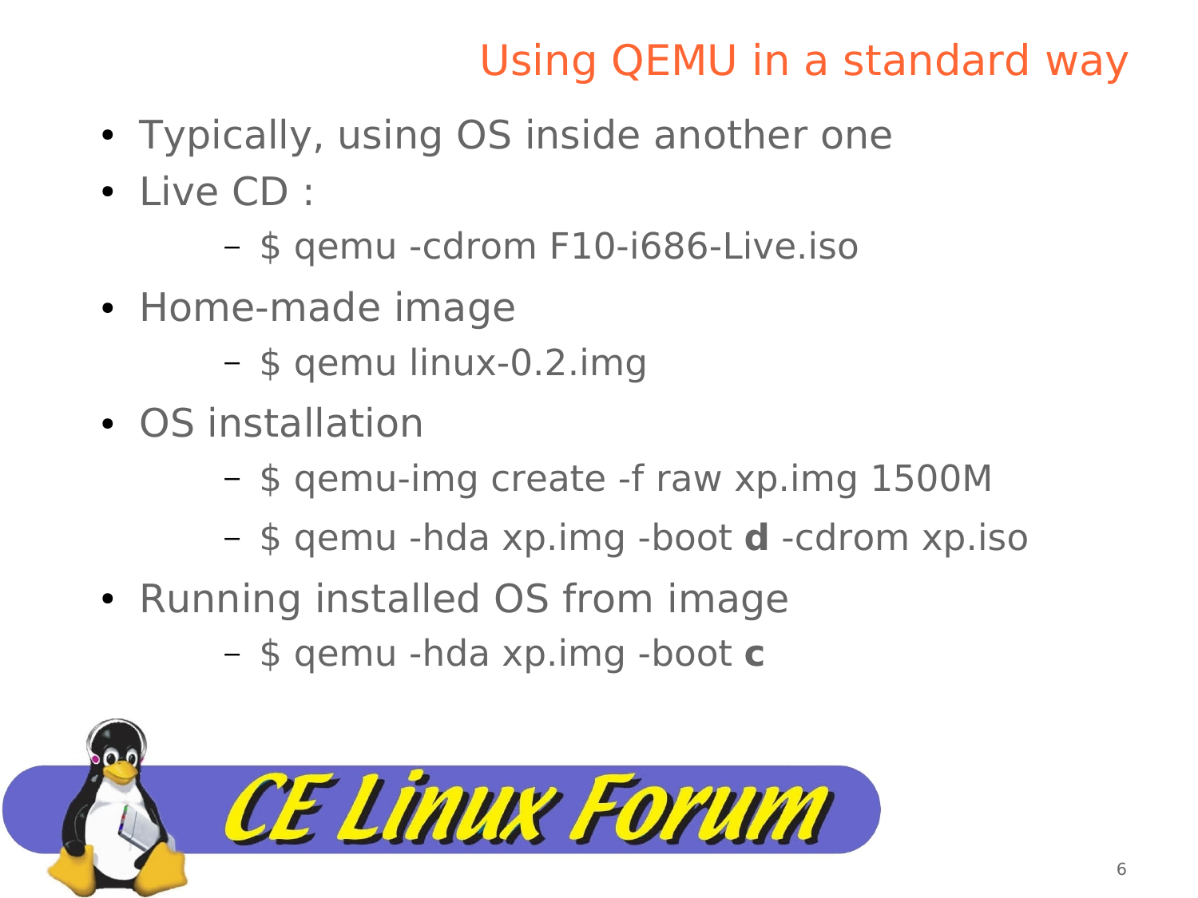# Using QEMU in a standard way

- Typically, using OS inside another one
- Live CD :
  - $ qemu -cdrom F10-i686-Live.iso
- Home-made image
  - $ qemu linux-0.2.img
- OS installation
  - $ qemu-img create -f raw xp.img 1500M
  - $ qemu -hda xp.img -boot **d** -cdrom xp.iso
- Running installed OS from image
  - $ qemu -hda xp.img -boot **c**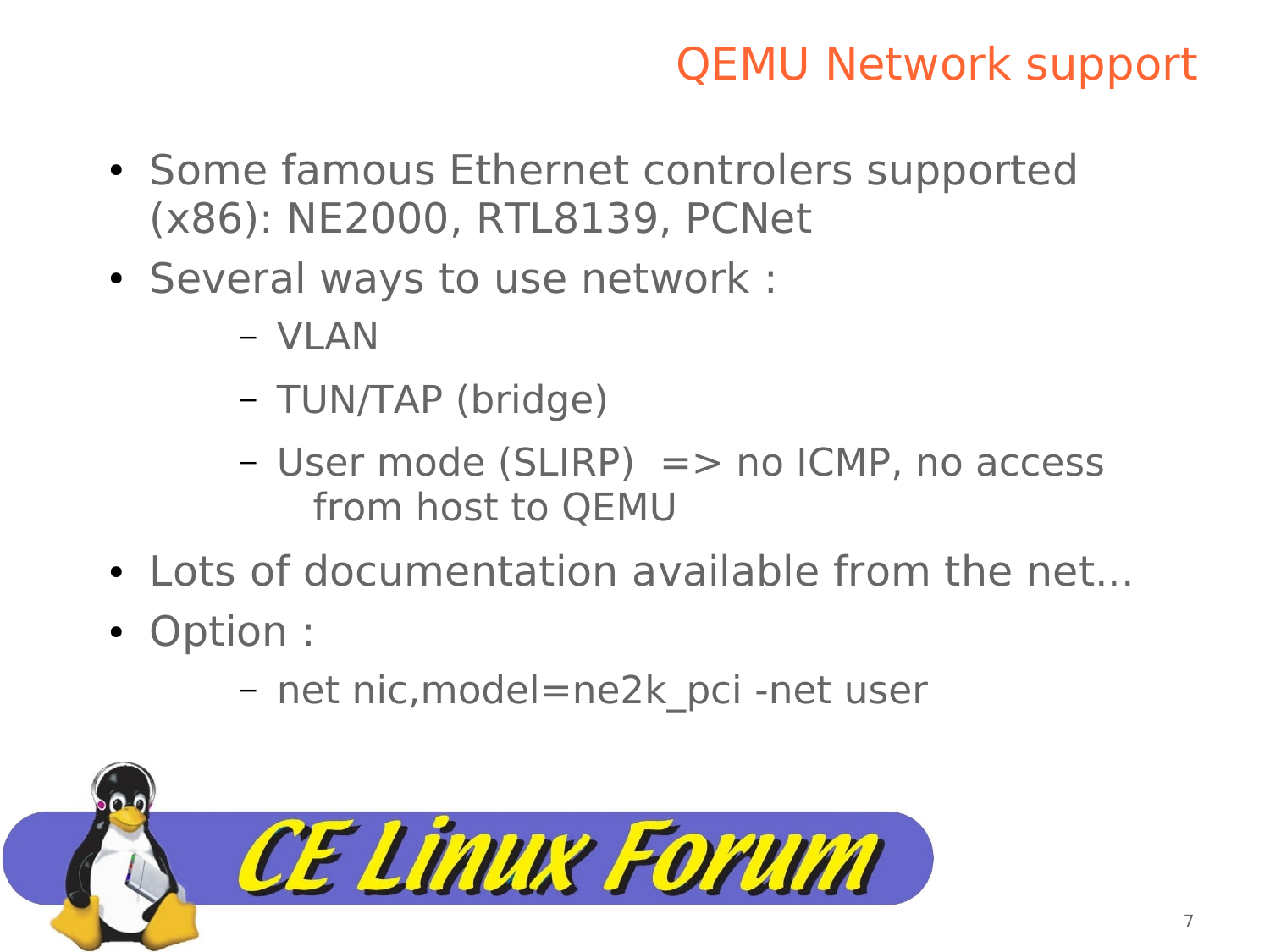# QEMU Network support

- Some famous Ethernet controlers supported (x86): NE2000, RTL8139, PCNet
- Several ways to use network :
  - VLAN
  - TUN/TAP (bridge)
  - User mode (SLIRP) => no ICMP, no access from host to QEMU
- Lots of documentation available from the net...
- Option :
  - net nic,model=ne2k_pci -net user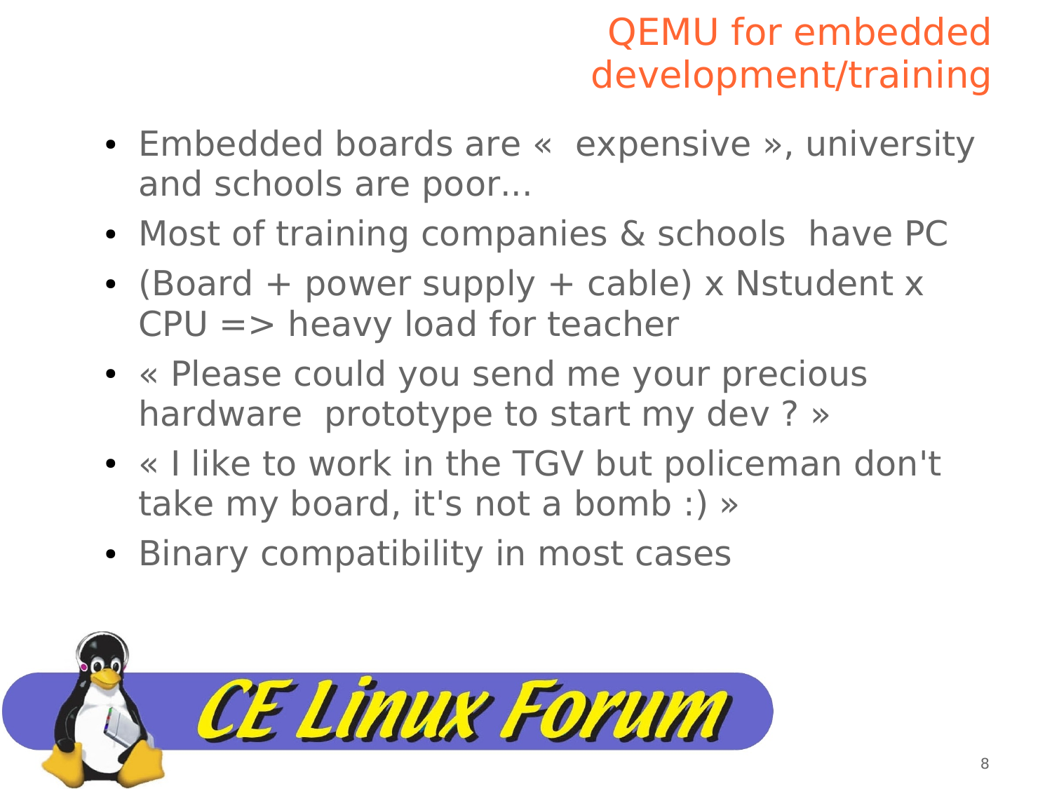# QEMU for embedded development/training

- Embedded boards are «  expensive », university and schools are poor...
- Most of training companies & schools  have PC
- (Board + power supply + cable) x Nstudent x CPU => heavy load for teacher
- « Please could you send me your precious hardware  prototype to start my dev ? »
- « I like to work in the TGV but policeman don't take my board, it's not a bomb :) »
- Binary compatibility in most cases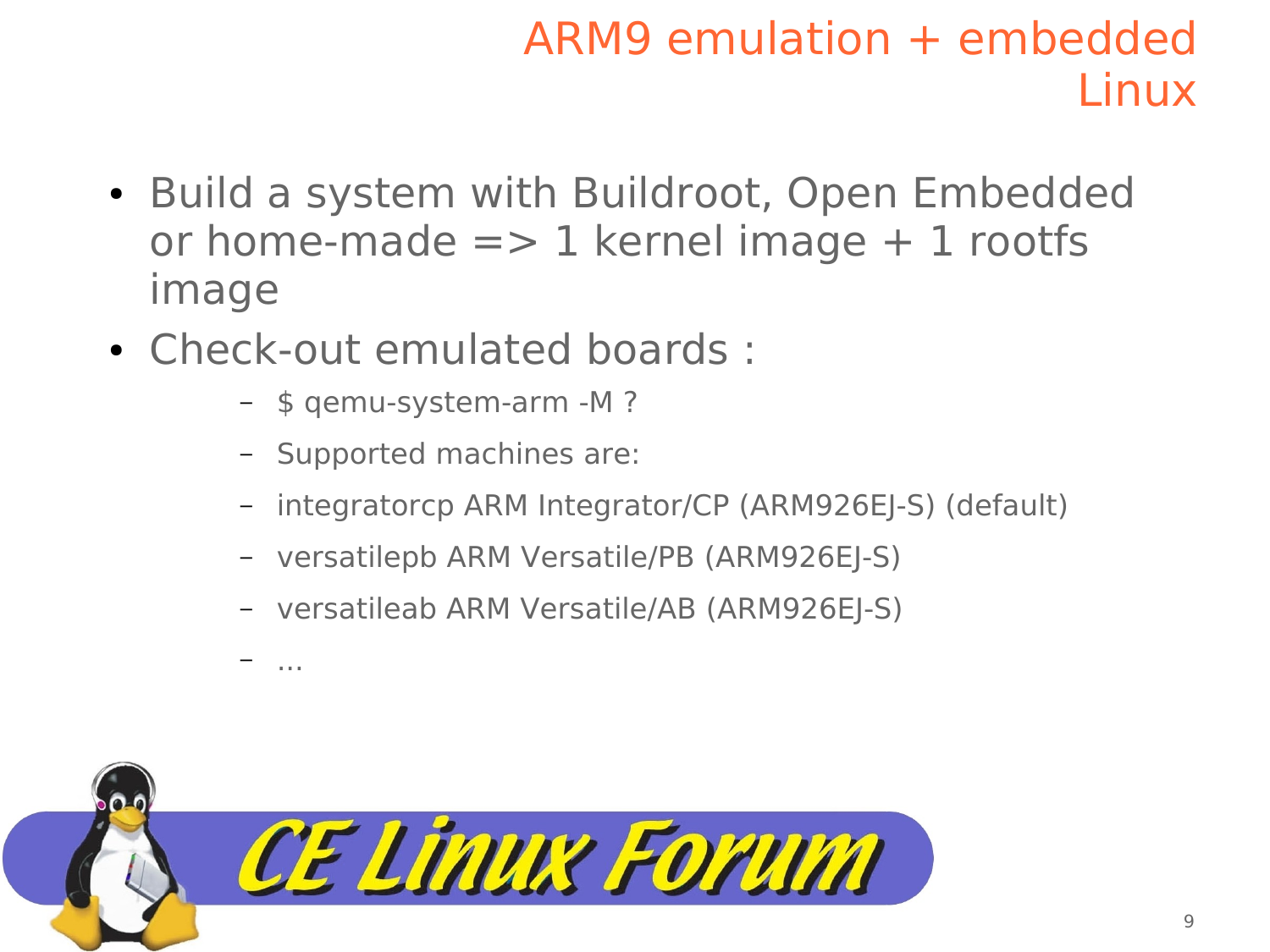# ARM9 emulation + embedded Linux

- Build a system with Buildroot, Open Embedded or home-made => 1 kernel image + 1 rootfs image
- Check-out emulated boards :
  - $ qemu-system-arm -M ?
  - Supported machines are:
  - integratorcp ARM Integrator/CP (ARM926EJ-S) (default)
  - versatilepb ARM Versatile/PB (ARM926EJ-S)
  - versatileab ARM Versatile/AB (ARM926EJ-S)
  - ...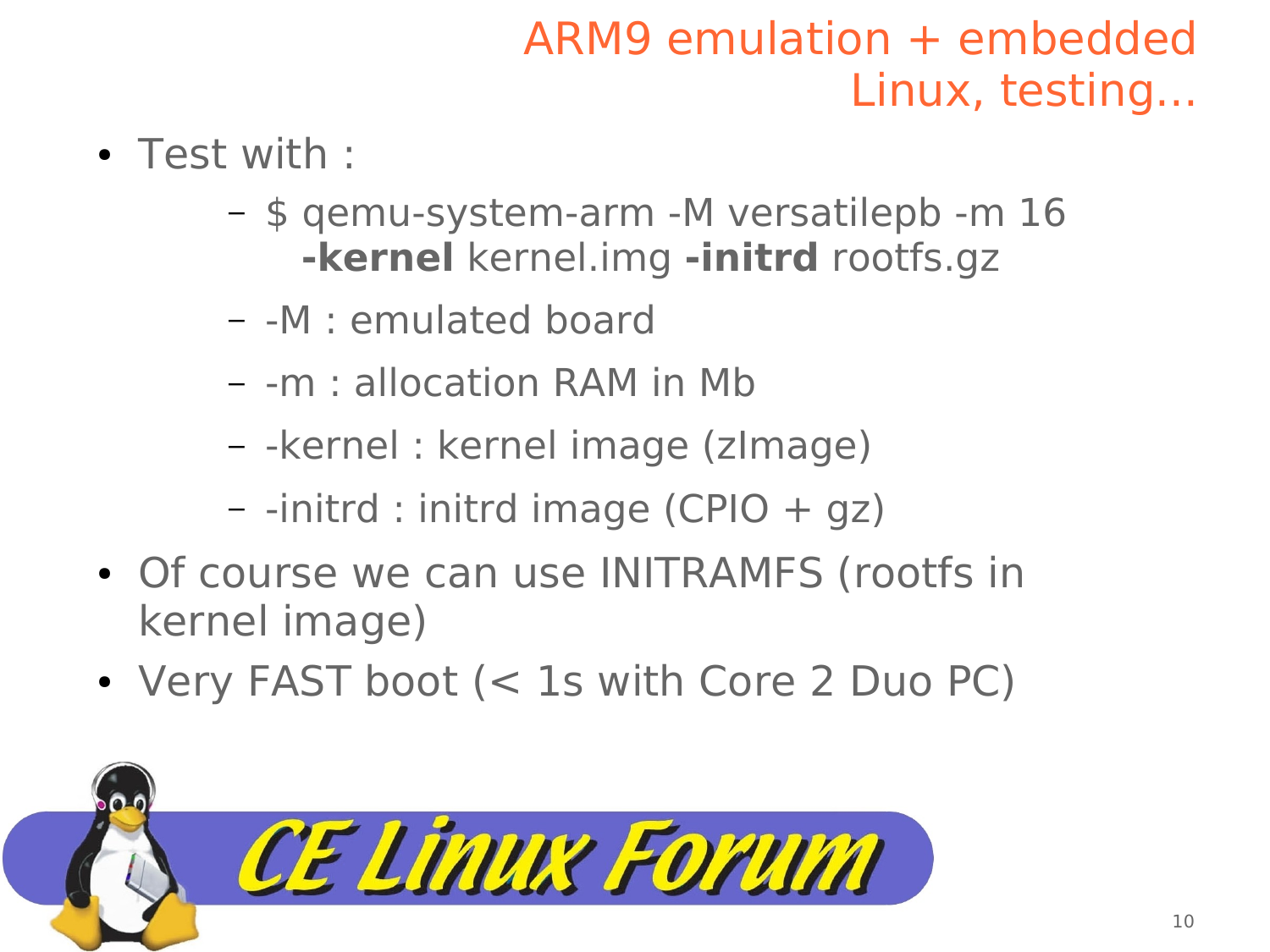# ARM9 emulation + embedded Linux, testing...

- Test with :
  - $ qemu-system-arm -M versatilepb -m 16 **-kernel** kernel.img **-initrd** rootfs.gz
  - -M : emulated board
  - -m : allocation RAM in Mb
  - -kernel : kernel image (zImage)
  - -initrd : initrd image (CPIO + gz)
- Of course we can use INITRAMFS (rootfs in kernel image)
- Very FAST boot (< 1s with Core 2 Duo PC)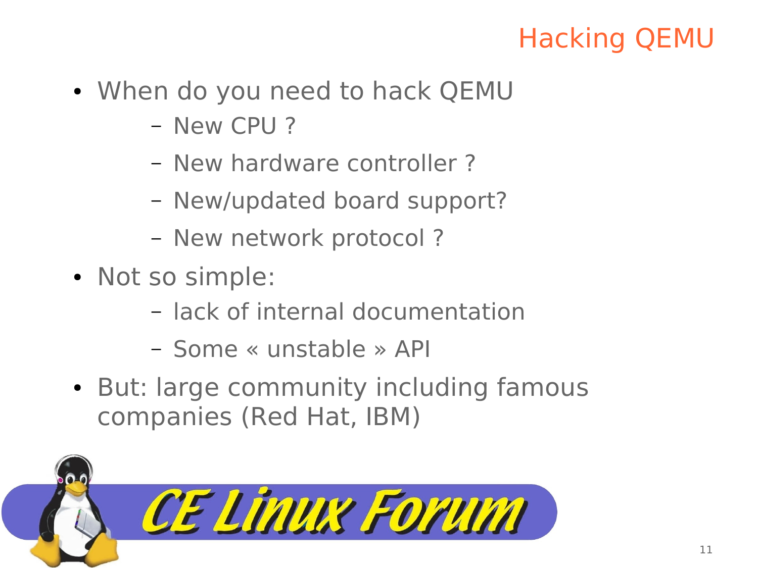# Hacking QEMU

- When do you need to hack QEMU
  - New CPU ?
  - New hardware controller ?
  - New/updated board support?
  - New network protocol ?
- Not so simple:
  - lack of internal documentation
  - Some « unstable » API
- But: large community including famous companies (Red Hat, IBM)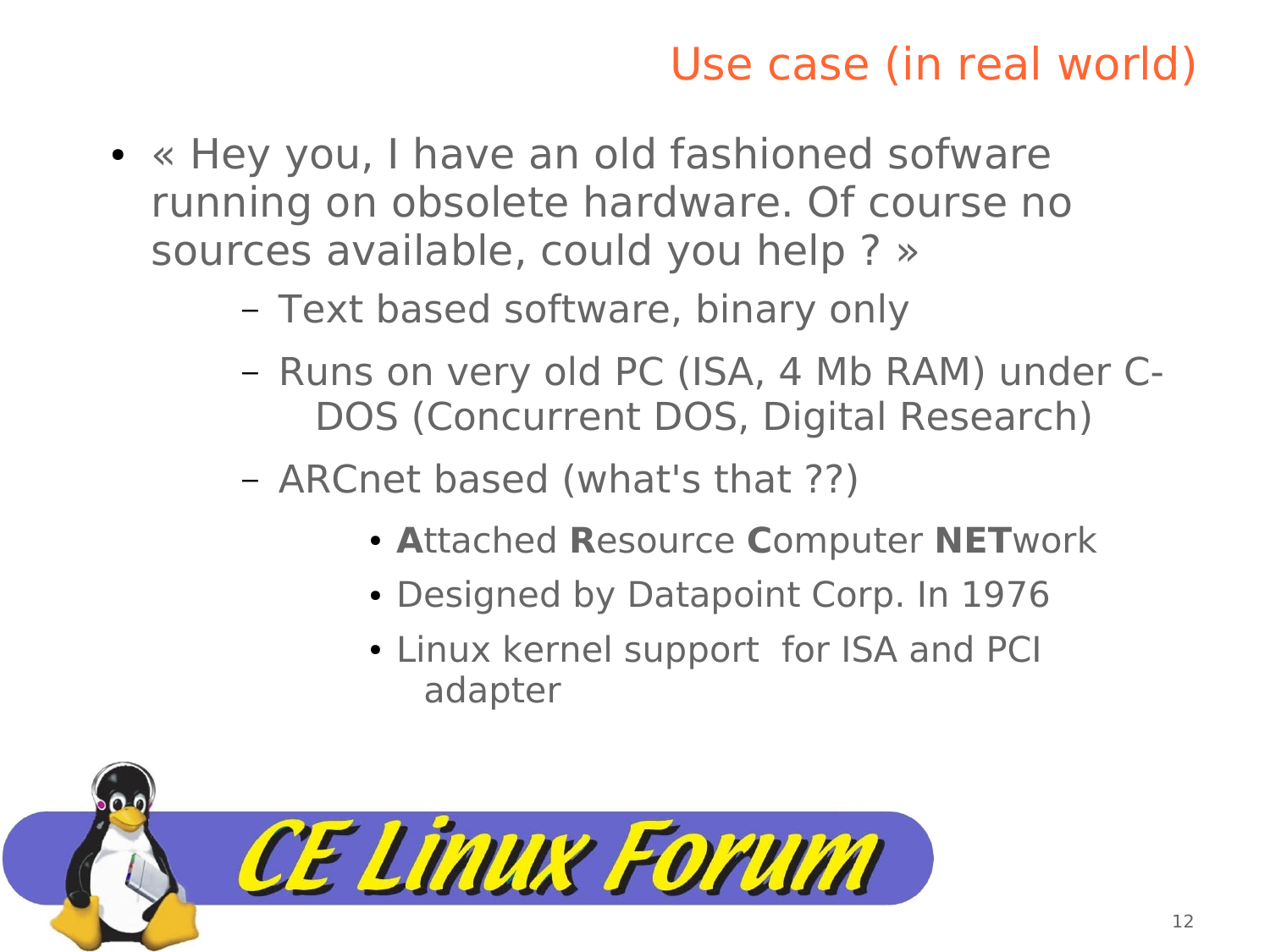## Use case (in real world)

- « Hey you, I have an old fashioned sofware running on obsolete hardware. Of course no sources available, could you help ? »
  - Text based software, binary only
  - Runs on very old PC (ISA, 4 Mb RAM) under C-DOS (Concurrent DOS, Digital Research)
  - ARCnet based (what's that ??)
    - **A**ttached **R**esource **C**omputer **NET**work
    - Designed by Datapoint Corp. In 1976
    - Linux kernel support for ISA and PCI adapter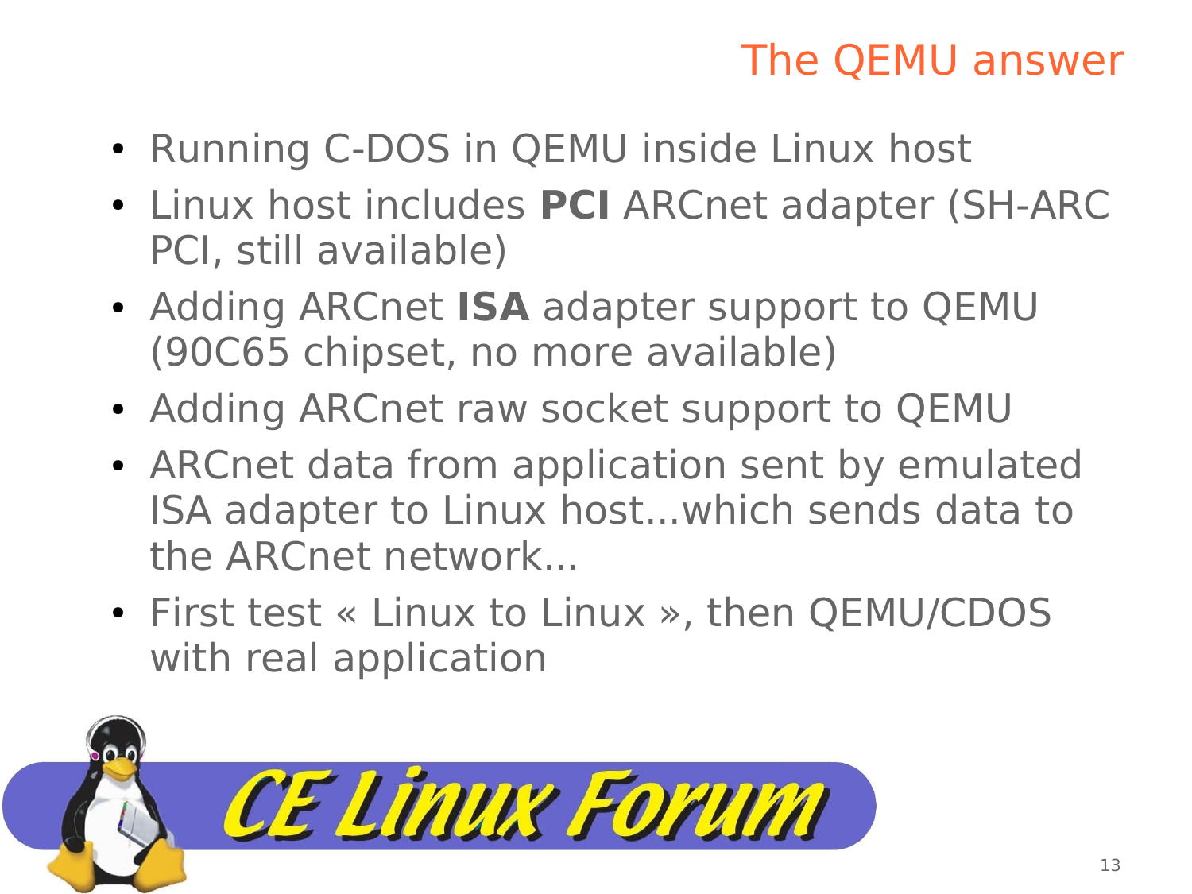# The QEMU answer

- Running C-DOS in QEMU inside Linux host
- Linux host includes **PCI** ARCnet adapter (SH-ARC PCI, still available)
- Adding ARCnet **ISA** adapter support to QEMU (90C65 chipset, no more available)
- Adding ARCnet raw socket support to QEMU
- ARCnet data from application sent by emulated ISA adapter to Linux host...which sends data to the ARCnet network...
- First test « Linux to Linux », then QEMU/CDOS with real application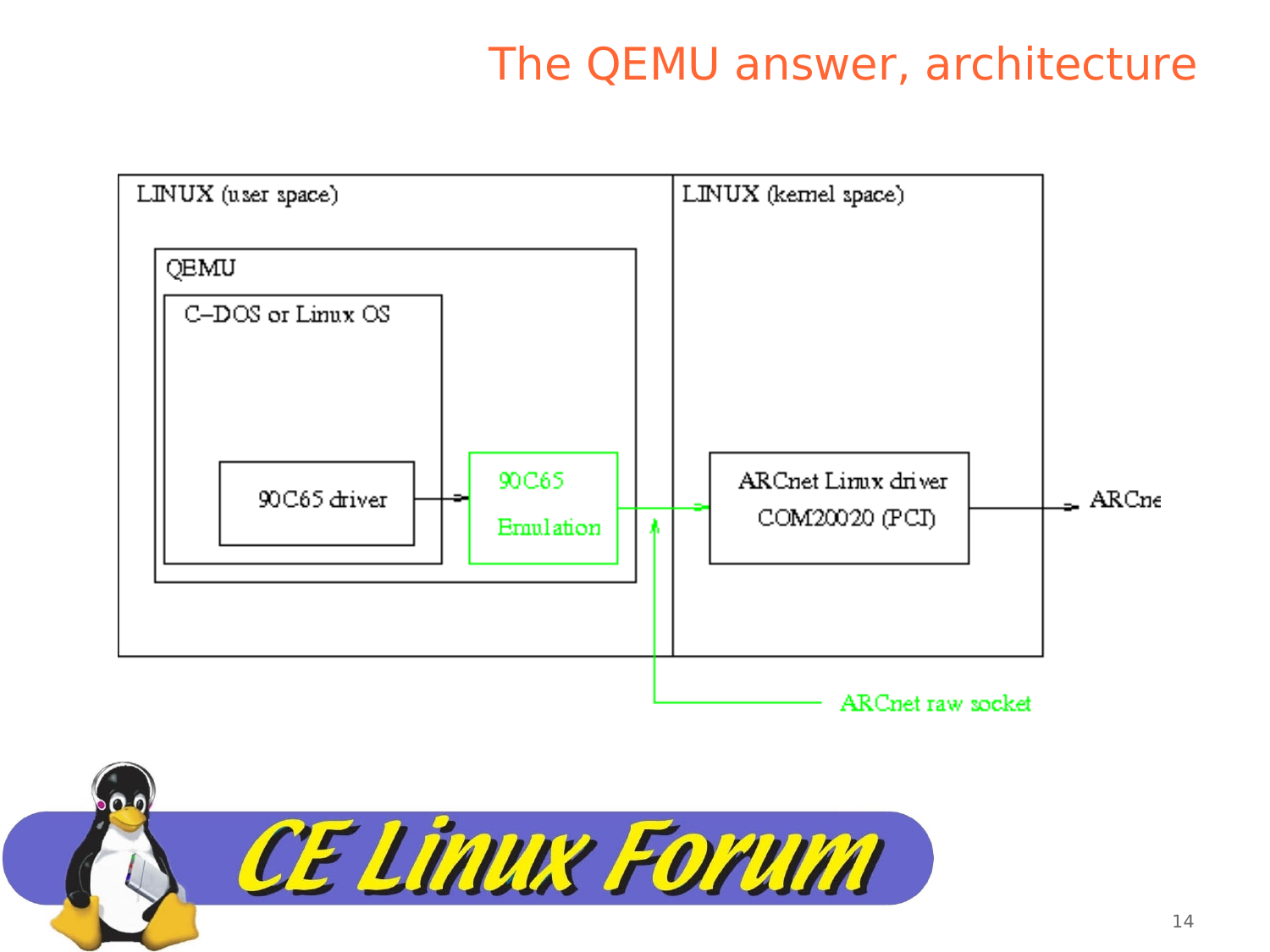# The QEMU answer, architecture

LINUX (user space)

QEMU

C–DOS or Linux OS

90C65 driver

90C65 Emulation

LINUX (kernel space)

ARCnet Linux driver COM20020 (PCI)

ARCnet

ARCnet raw socket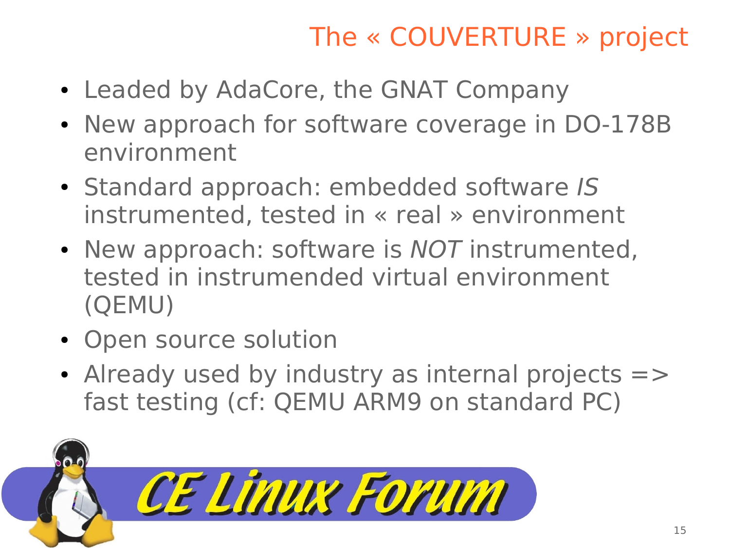# The « COUVERTURE » project

- Leaded by AdaCore, the GNAT Company
- New approach for software coverage in DO-178B environment
- Standard approach: embedded software *IS* instrumented, tested in « real » environment
- New approach: software is *NOT* instrumented, tested in instrumended virtual environment (QEMU)
- Open source solution
- Already used by industry as internal projects => fast testing (cf: QEMU ARM9 on standard PC)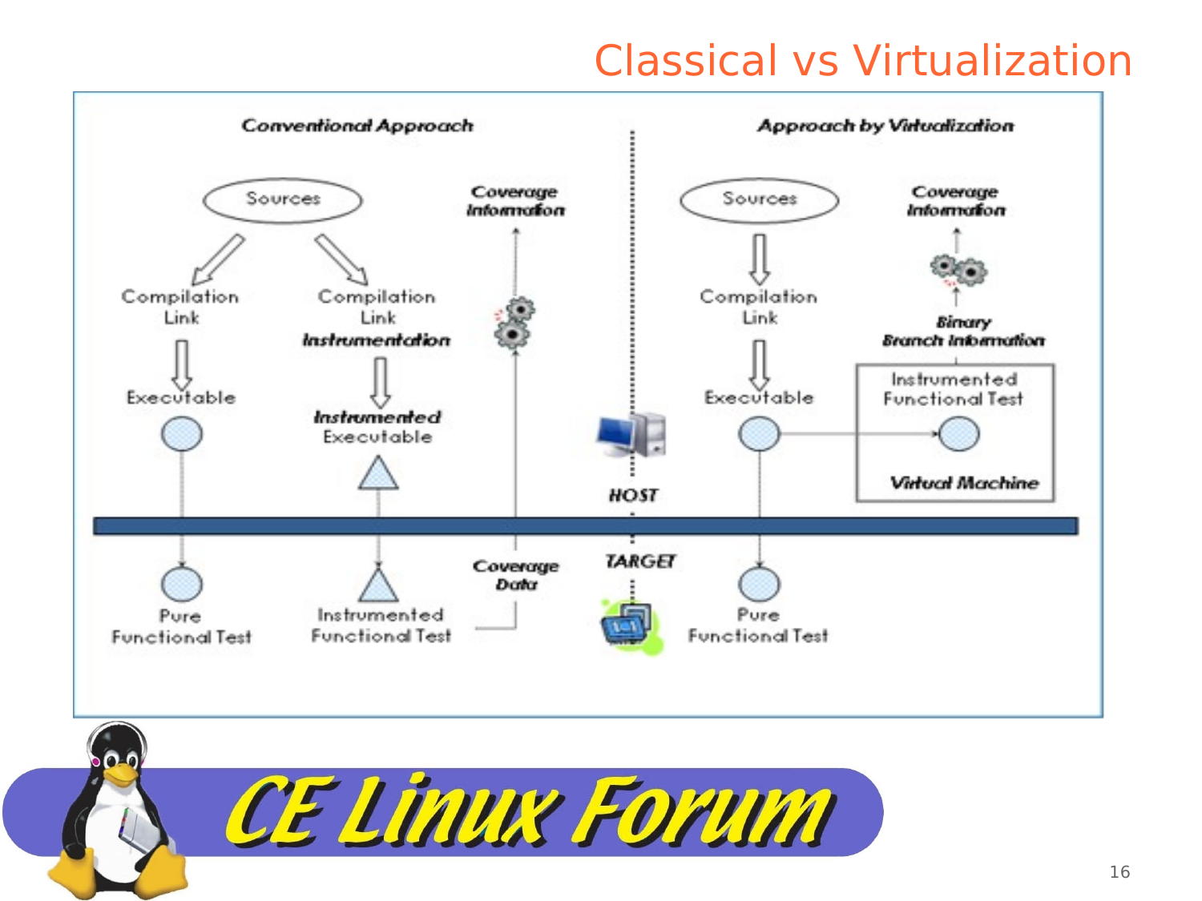# Classical vs Virtualization

**Conventional Approach**

Sources

Compilation
Link

Executable

Pure
Functional Test

Compilation
Link
*Instrumentation*

*Instrumented*
Executable

Instrumented
Functional Test

Coverage
Information

Coverage
Data

HOST

TARGET

**Approach by Virtualization**

Sources

Compilation
Link

Executable

Pure
Functional Test

Coverage
Information

*Binary*
*Branch Information*

Instrumented
Functional Test

*Virtual Machine*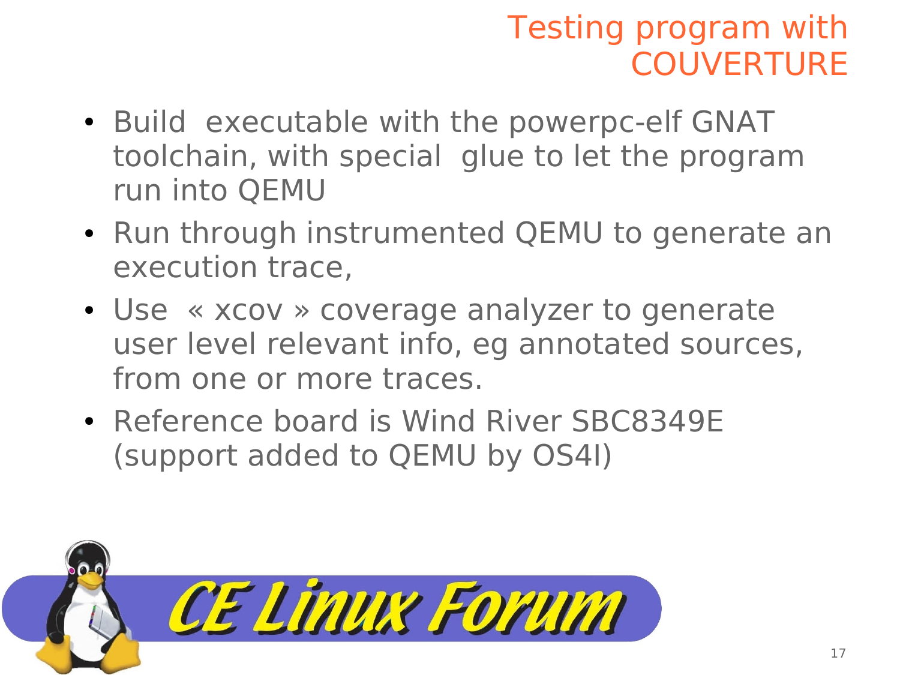# Testing program with COUVERTURE

- Build executable with the powerpc-elf GNAT toolchain, with special glue to let the program run into QEMU
- Run through instrumented QEMU to generate an execution trace,
- Use « xcov » coverage analyzer to generate user level relevant info, eg annotated sources, from one or more traces.
- Reference board is Wind River SBC8349E (support added to QEMU by OS4I)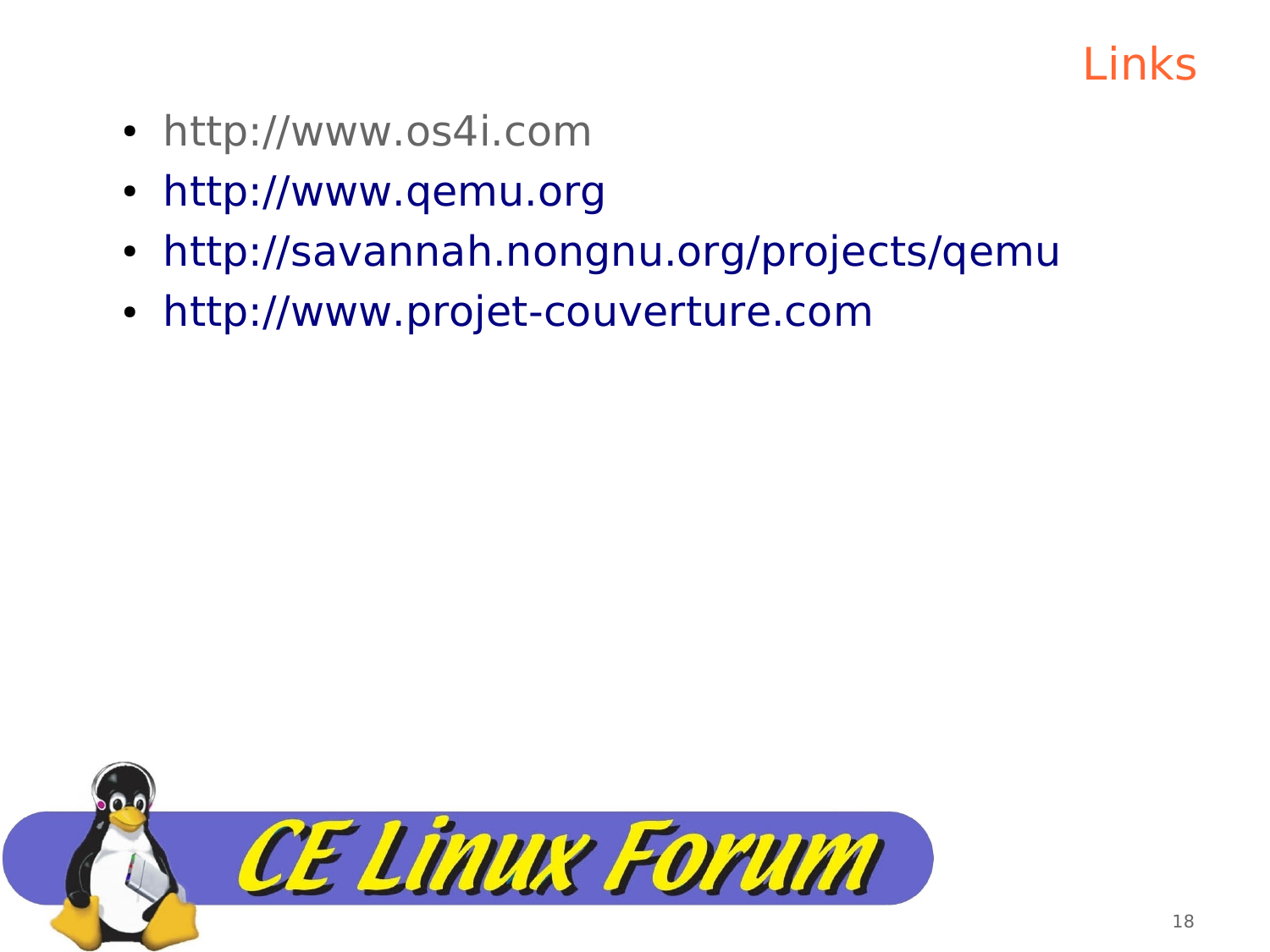# Links

- http://www.os4i.com
- http://www.qemu.org
- http://savannah.nongnu.org/projects/qemu
- http://www.projet-couverture.com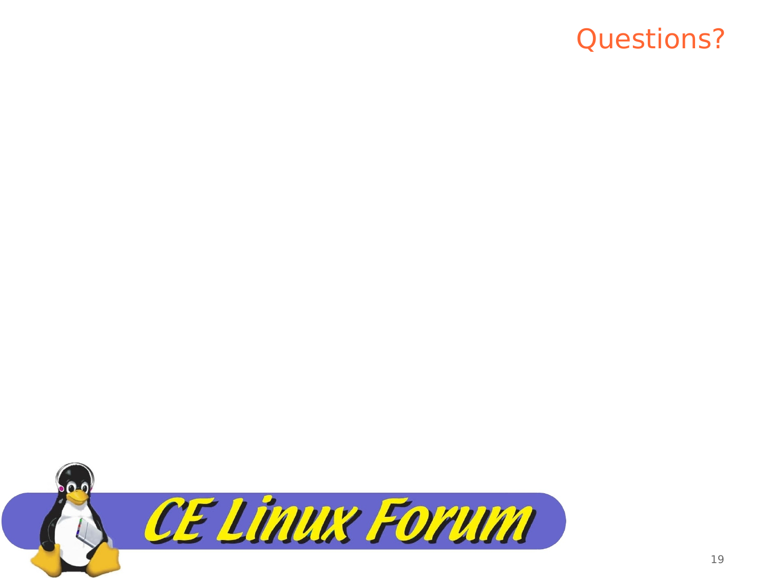# Questions?